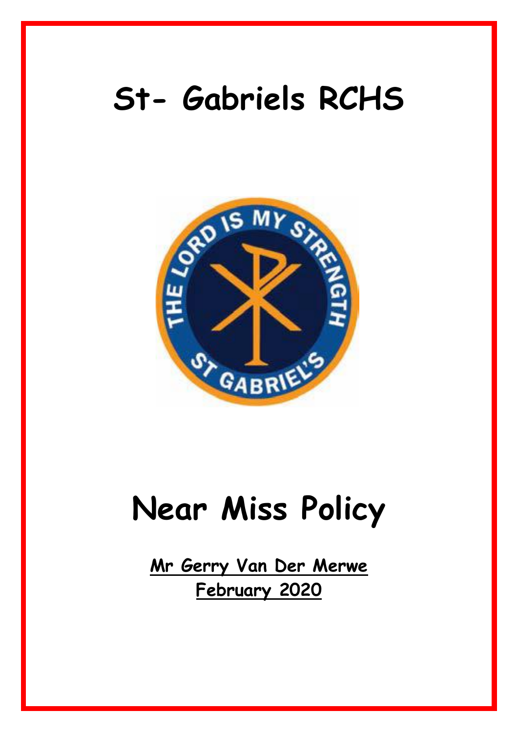# St- Gabriels RCHS

# Near Miss Policy

**Mr Gerry Van Der Merwe**
**February 2020**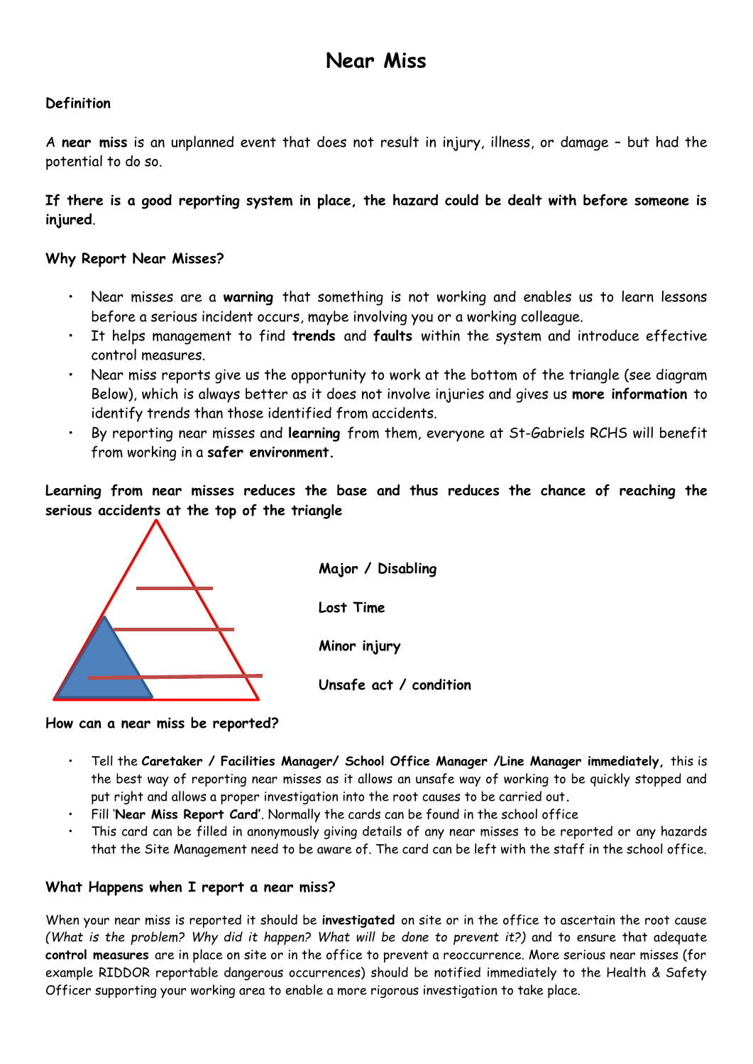# Near Miss

**Definition**

A **near miss** is an unplanned event that does not result in injury, illness, or damage – but had the potential to do so.

**If there is a good reporting system in place, the hazard could be dealt with before someone is injured**.

**Why Report Near Misses?**

- Near misses are a **warning** that something is not working and enables us to learn lessons before a serious incident occurs, maybe involving you or a working colleague.
- It helps management to find **trends** and **faults** within the system and introduce effective control measures.
- Near miss reports give us the opportunity to work at the bottom of the triangle (see diagram Below), which is always better as it does not involve injuries and gives us **more information** to identify trends than those identified from accidents.
- By reporting near misses and **learning** from them, everyone at St-Gabriels RCHS will benefit from working in a **safer environment.**

**Learning from near misses reduces the base and thus reduces the chance of reaching the serious accidents at the top of the triangle**

**Major / Disabling**

**Lost Time**

**Minor injury**

**Unsafe act / condition**

**How can a near miss be reported?**

- Tell the **Caretaker / Facilities Manager/ School Office Manager /Line Manager immediately,** this is the best way of reporting near misses as it allows an unsafe way of working to be quickly stopped and put right and allows a proper investigation into the root causes to be carried out.
- Fill '**Near Miss Report Card**'. Normally the cards can be found in the school office
- This card can be filled in anonymously giving details of any near misses to be reported or any hazards that the Site Management need to be aware of. The card can be left with the staff in the school office.

**What Happens when I report a near miss?**

When your near miss is reported it should be **investigated** on site or in the office to ascertain the root cause *(What is the problem? Why did it happen? What will be done to prevent it?)* and to ensure that adequate **control measures** are in place on site or in the office to prevent a reoccurrence. More serious near misses (for example RIDDOR reportable dangerous occurrences) should be notified immediately to the Health & Safety Officer supporting your working area to enable a more rigorous investigation to take place.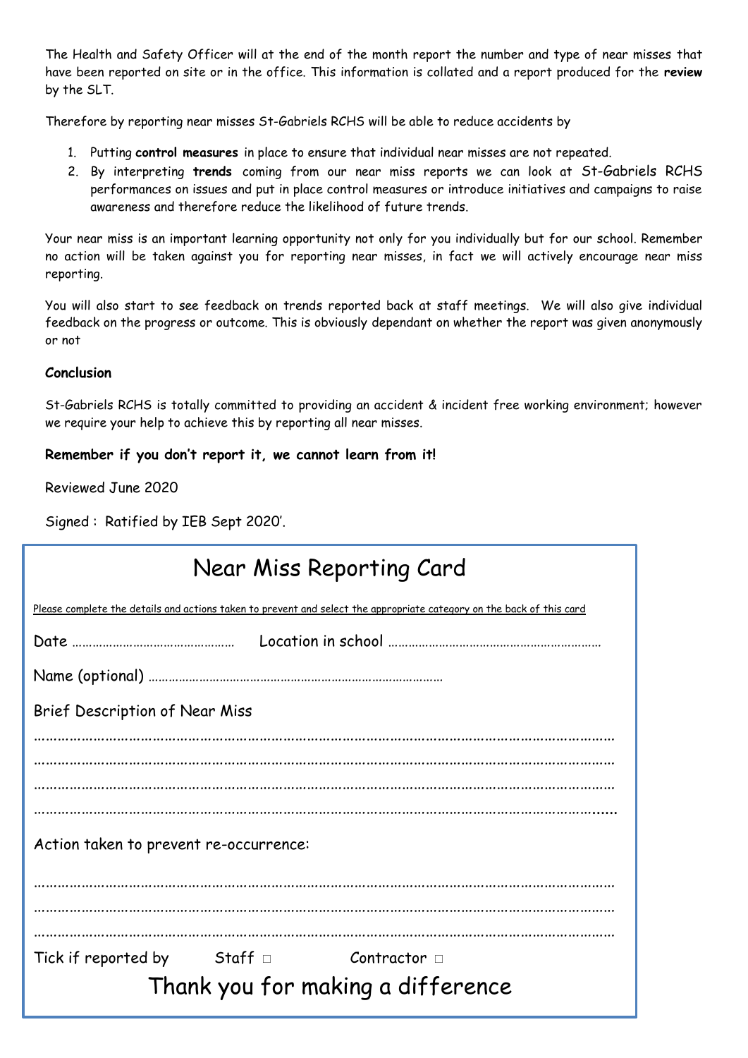The Health and Safety Officer will at the end of the month report the number and type of near misses that have been reported on site or in the office. This information is collated and a report produced for the **review** by the SLT.

Therefore by reporting near misses St-Gabriels RCHS will be able to reduce accidents by

1. Putting **control measures** in place to ensure that individual near misses are not repeated.
2. By interpreting **trends** coming from our near miss reports we can look at St-Gabriels RCHS performances on issues and put in place control measures or introduce initiatives and campaigns to raise awareness and therefore reduce the likelihood of future trends.

Your near miss is an important learning opportunity not only for you individually but for our school. Remember no action will be taken against you for reporting near misses, in fact we will actively encourage near miss reporting.

You will also start to see feedback on trends reported back at staff meetings. We will also give individual feedback on the progress or outcome. This is obviously dependant on whether the report was given anonymously or not

**Conclusion**

St-Gabriels RCHS is totally committed to providing an accident & incident free working environment; however we require your help to achieve this by reporting all near misses.

**Remember if you don't report it, we cannot learn from it!**

Reviewed June 2020

Signed : Ratified by IEB Sept 2020'.

# Near Miss Reporting Card

Please complete the details and actions taken to prevent and select the appropriate category on the back of this card

Date ………………………………………… Location in school ……………………………………………………

Name (optional) ……………………………………………………………………………

Brief Description of Near Miss

…………………………………………………………………………………………………………………………

…………………………………………………………………………………………………………………………

…………………………………………………………………………………………………………………………

…………………………………………………………………………………………………………………………

Action taken to prevent re-occurrence:

…………………………………………………………………………………………………………………………

…………………………………………………………………………………………………………………………

…………………………………………………………………………………………………………………………

Tick if reported by Staff □ Contractor □

Thank you for making a difference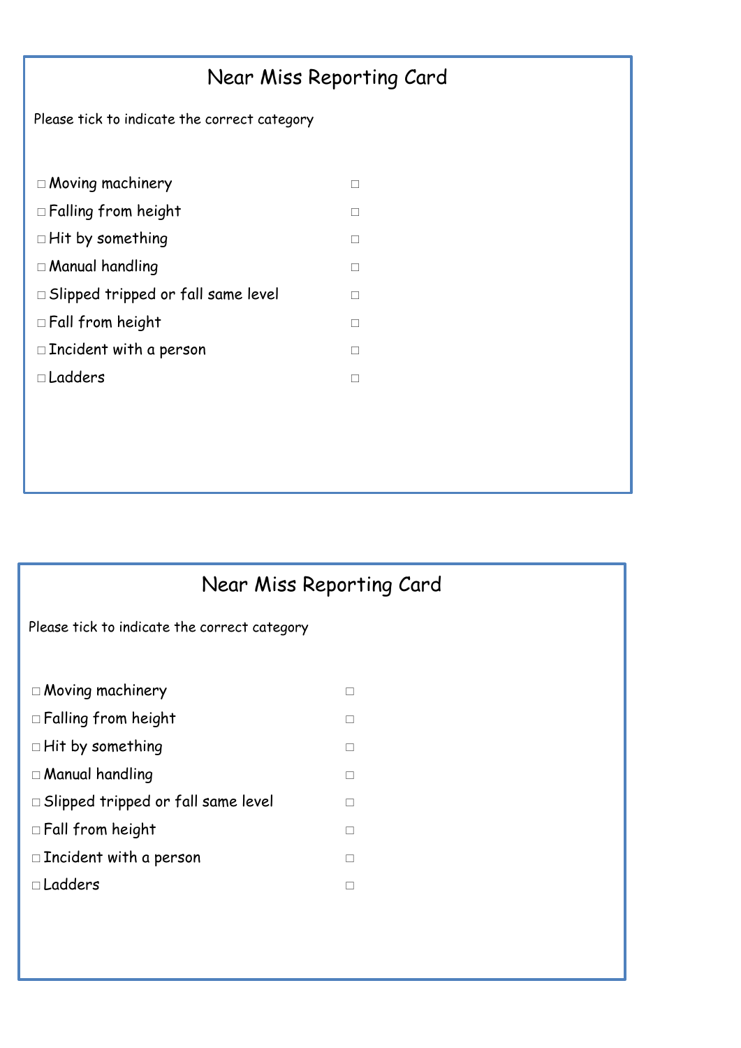## Near Miss Reporting Card

Please tick to indicate the correct category

- □ Moving machinery □
- □ Falling from height □
- □ Hit by something □
- □ Manual handling □
- □ Slipped tripped or fall same level □
- □ Fall from height □
- □ Incident with a person □
- □ Ladders □

## Near Miss Reporting Card

Please tick to indicate the correct category

- □ Moving machinery □
- □ Falling from height □
- □ Hit by something □
- □ Manual handling □
- □ Slipped tripped or fall same level □
- □ Fall from height □
- □ Incident with a person □
- □ Ladders □